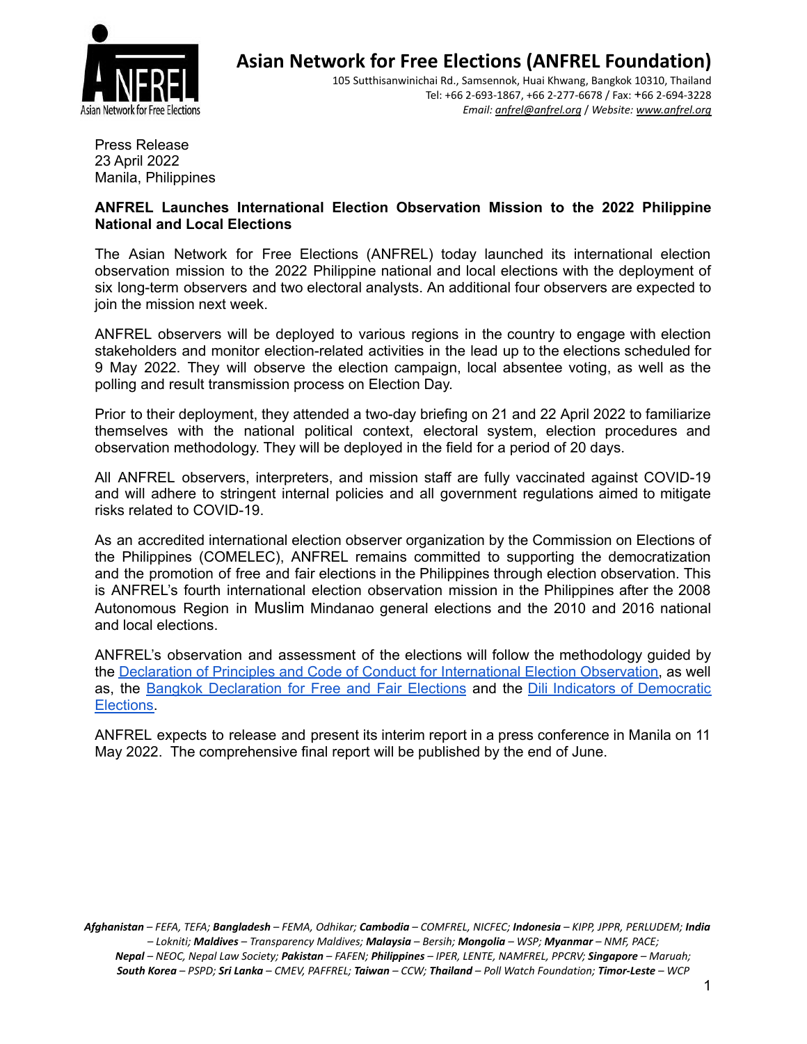# Asian Network for Free Elections (ANFREL Foundation)

105 Sutthisanwinichai Rd., Samsennok, Huai Khwang, Bangkok 10310, Thailand
Tel: +66 2-693-1867, +66 2-277-6678 / Fax: +66 2-694-3228
*Email: anfrel@anfrel.org / Website: www.anfrel.org*

Press Release
23 April 2022
Manila, Philippines

**ANFREL Launches International Election Observation Mission to the 2022 Philippine National and Local Elections**

The Asian Network for Free Elections (ANFREL) today launched its international election observation mission to the 2022 Philippine national and local elections with the deployment of six long-term observers and two electoral analysts. An additional four observers are expected to join the mission next week.

ANFREL observers will be deployed to various regions in the country to engage with election stakeholders and monitor election-related activities in the lead up to the elections scheduled for 9 May 2022. They will observe the election campaign, local absentee voting, as well as the polling and result transmission process on Election Day.

Prior to their deployment, they attended a two-day briefing on 21 and 22 April 2022 to familiarize themselves with the national political context, electoral system, election procedures and observation methodology. They will be deployed in the field for a period of 20 days.

All ANFREL observers, interpreters, and mission staff are fully vaccinated against COVID-19 and will adhere to stringent internal policies and all government regulations aimed to mitigate risks related to COVID-19.

As an accredited international election observer organization by the Commission on Elections of the Philippines (COMELEC), ANFREL remains committed to supporting the democratization and the promotion of free and fair elections in the Philippines through election observation. This is ANFREL's fourth international election observation mission in the Philippines after the 2008 Autonomous Region in Muslim Mindanao general elections and the 2010 and 2016 national and local elections.

ANFREL's observation and assessment of the elections will follow the methodology guided by the Declaration of Principles and Code of Conduct for International Election Observation, as well as, the Bangkok Declaration for Free and Fair Elections and the Dili Indicators of Democratic Elections.

ANFREL expects to release and present its interim report in a press conference in Manila on 11 May 2022. The comprehensive final report will be published by the end of June.

***Afghanistan** – FEFA, TEFA; **Bangladesh** – FEMA, Odhikar; **Cambodia** – COMFREL, NICFEC; **Indonesia** – KIPP, JPPR, PERLUDEM; **India** – Lokniti; **Maldives** – Transparency Maldives; **Malaysia** – Bersih; **Mongolia** – WSP; **Myanmar** – NMF, PACE; **Nepal** – NEOC, Nepal Law Society; **Pakistan** – FAFEN; **Philippines** – IPER, LENTE, NAMFREL, PPCRV; **Singapore** – Maruah; **South Korea** – PSPD; **Sri Lanka** – CMEV, PAFFREL; **Taiwan** – CCW; **Thailand** – Poll Watch Foundation; **Timor-Leste** – WCP*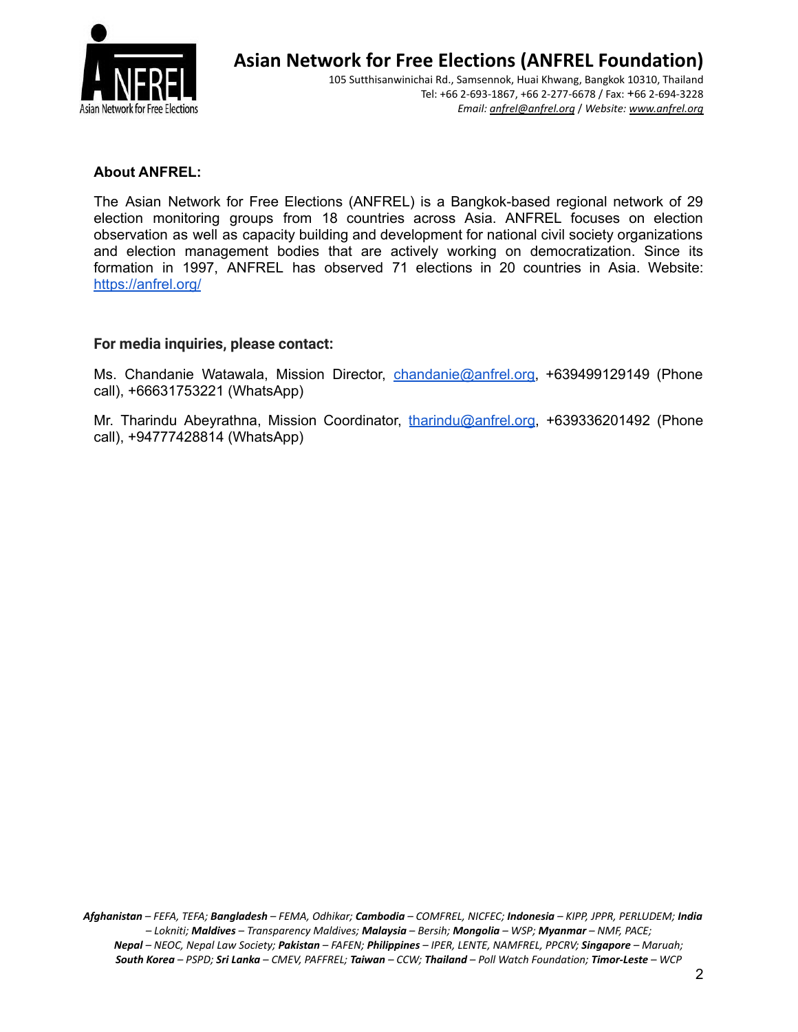**About ANFREL:**

The Asian Network for Free Elections (ANFREL) is a Bangkok-based regional network of 29 election monitoring groups from 18 countries across Asia. ANFREL focuses on election observation as well as capacity building and development for national civil society organizations and election management bodies that are actively working on democratization. Since its formation in 1997, ANFREL has observed 71 elections in 20 countries in Asia. Website: https://anfrel.org/

**For media inquiries, please contact:**

Ms. Chandanie Watawala, Mission Director, chandanie@anfrel.org, +639499129149 (Phone call), +66631753221 (WhatsApp)

Mr. Tharindu Abeyrathna, Mission Coordinator, tharindu@anfrel.org, +639336201492 (Phone call), +94777428814 (WhatsApp)